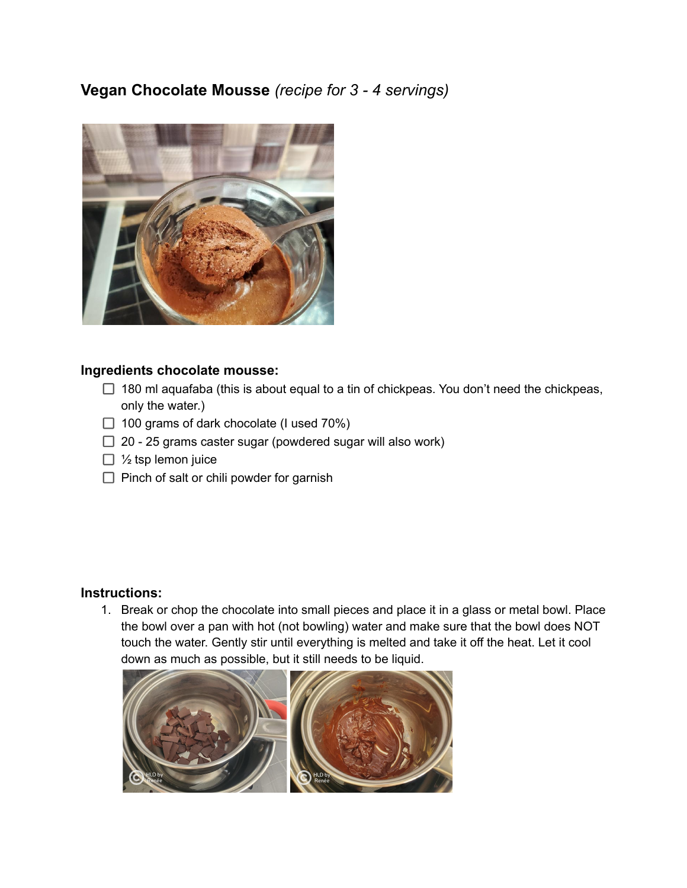## **Vegan Chocolate Mousse** *(recipe for 3 - 4 servings)*

### Ingredients chocolate mousse:

- [ ] 180 ml aquafaba (this is about equal to a tin of chickpeas. You don't need the chickpeas, only the water.)
- [ ] 100 grams of dark chocolate (I used 70%)
- [ ] 20 - 25 grams caster sugar (powdered sugar will also work)
- [ ] ½ tsp lemon juice
- [ ] Pinch of salt or chili powder for garnish

### Instructions:

1. Break or chop the chocolate into small pieces and place it in a glass or metal bowl. Place the bowl over a pan with hot (not bowling) water and make sure that the bowl does NOT touch the water. Gently stir until everything is melted and take it off the heat. Let it cool down as much as possible, but it still needs to be liquid.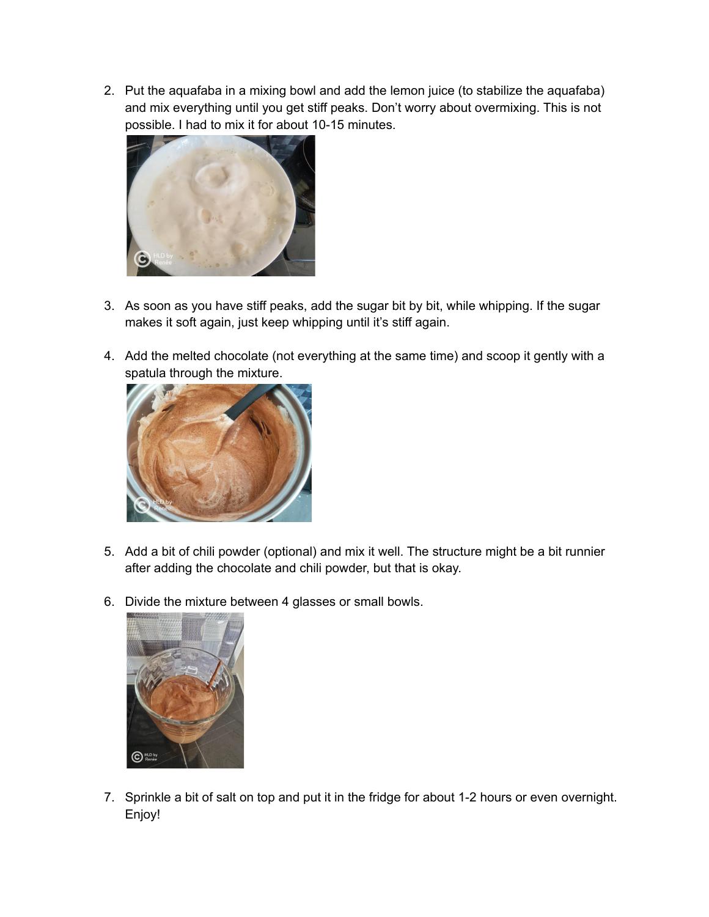2. Put the aquafaba in a mixing bowl and add the lemon juice (to stabilize the aquafaba) and mix everything until you get stiff peaks. Don't worry about overmixing. This is not possible. I had to mix it for about 10-15 minutes.

3. As soon as you have stiff peaks, add the sugar bit by bit, while whipping. If the sugar makes it soft again, just keep whipping until it's stiff again.

4. Add the melted chocolate (not everything at the same time) and scoop it gently with a spatula through the mixture.

5. Add a bit of chili powder (optional) and mix it well. The structure might be a bit runnier after adding the chocolate and chili powder, but that is okay.

6. Divide the mixture between 4 glasses or small bowls.

7. Sprinkle a bit of salt on top and put it in the fridge for about 1-2 hours or even overnight. Enjoy!